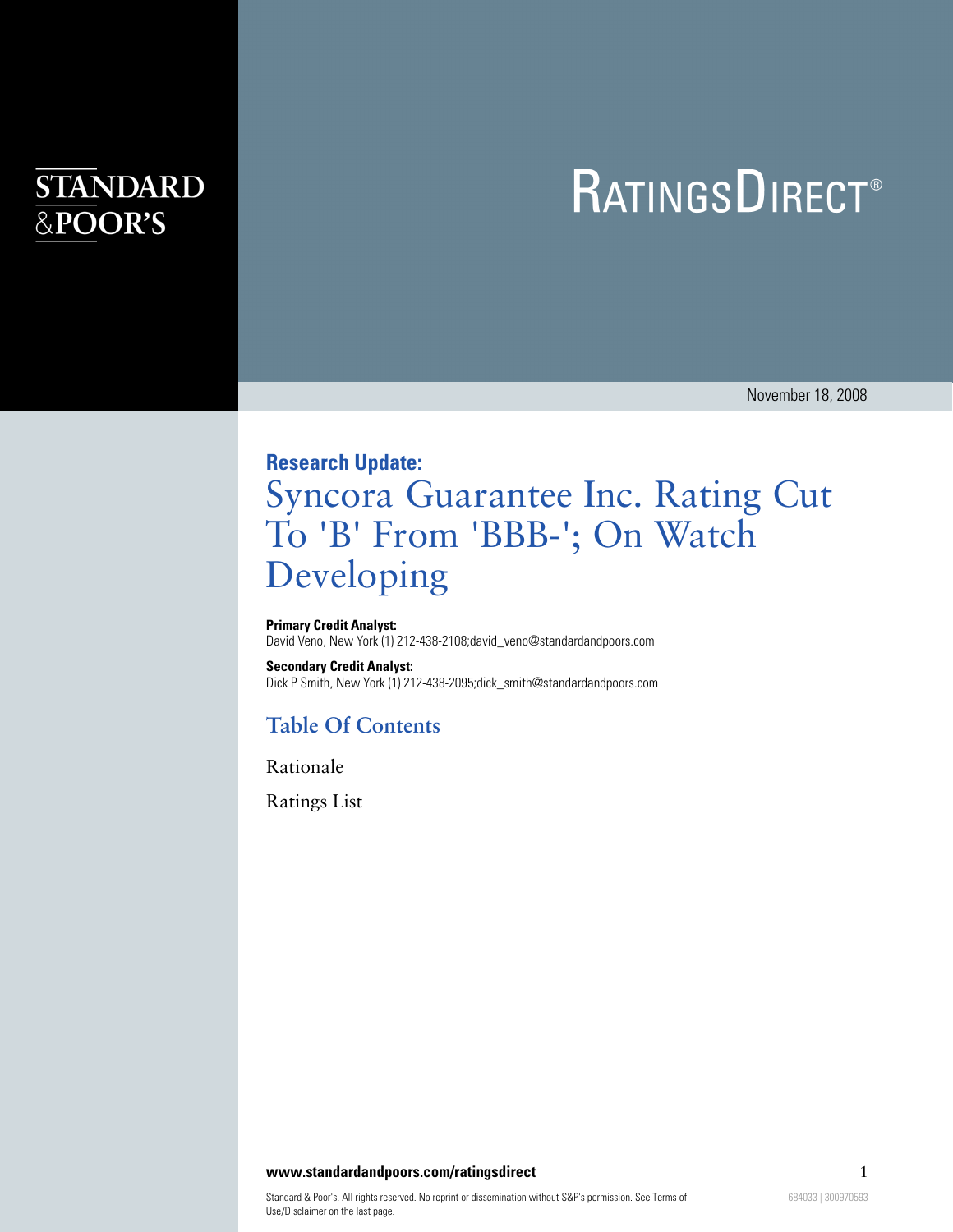STANDARD & POOR'S

# RatingsDirect®

November 18, 2008

**Research Update:**

# Syncora Guarantee Inc. Rating Cut To 'B' From 'BBB-'; On Watch Developing

**Primary Credit Analyst:**
David Veno, New York (1) 212-438-2108;david_veno@standardandpoors.com

**Secondary Credit Analyst:**
Dick P Smith, New York (1) 212-438-2095;dick_smith@standardandpoors.com

## Table Of Contents

Rationale

Ratings List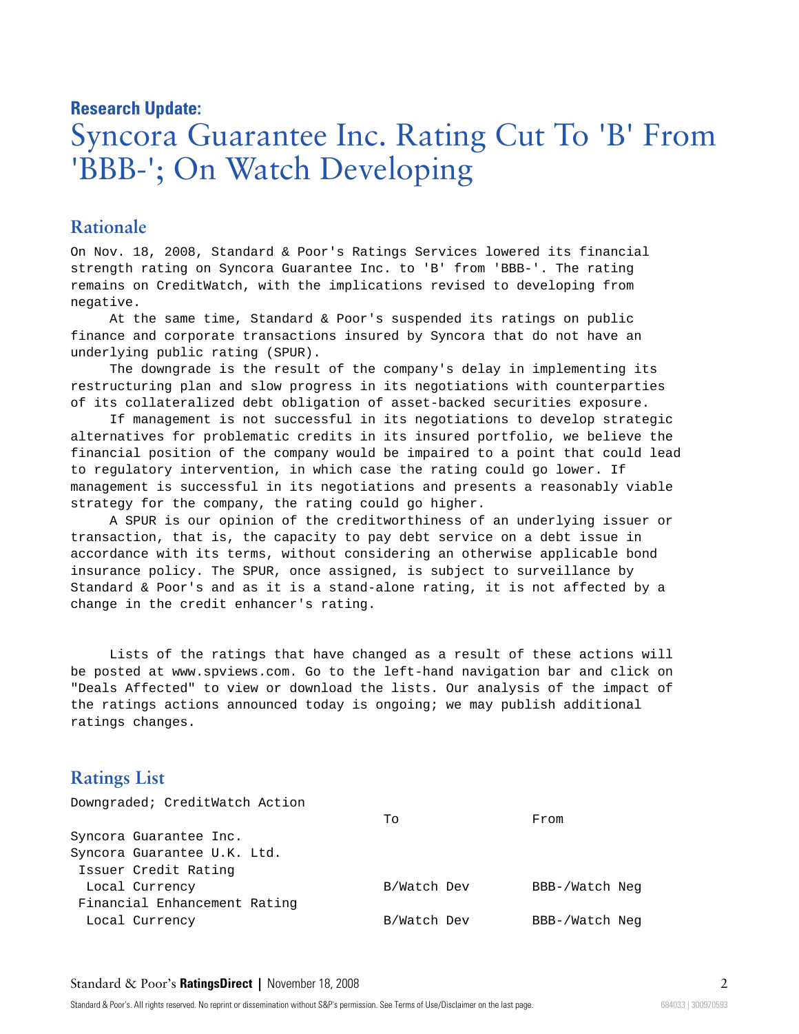**Research Update:**

# Syncora Guarantee Inc. Rating Cut To 'B' From 'BBB-'; On Watch Developing

## Rationale

On Nov. 18, 2008, Standard & Poor's Ratings Services lowered its financial strength rating on Syncora Guarantee Inc. to 'B' from 'BBB-'. The rating remains on CreditWatch, with the implications revised to developing from negative.

At the same time, Standard & Poor's suspended its ratings on public finance and corporate transactions insured by Syncora that do not have an underlying public rating (SPUR).

The downgrade is the result of the company's delay in implementing its restructuring plan and slow progress in its negotiations with counterparties of its collateralized debt obligation of asset-backed securities exposure.

If management is not successful in its negotiations to develop strategic alternatives for problematic credits in its insured portfolio, we believe the financial position of the company would be impaired to a point that could lead to regulatory intervention, in which case the rating could go lower. If management is successful in its negotiations and presents a reasonably viable strategy for the company, the rating could go higher.

A SPUR is our opinion of the creditworthiness of an underlying issuer or transaction, that is, the capacity to pay debt service on a debt issue in accordance with its terms, without considering an otherwise applicable bond insurance policy. The SPUR, once assigned, is subject to surveillance by Standard & Poor's and as it is a stand-alone rating, it is not affected by a change in the credit enhancer's rating.

Lists of the ratings that have changed as a result of these actions will be posted at www.spviews.com. Go to the left-hand navigation bar and click on "Deals Affected" to view or download the lists. Our analysis of the impact of the ratings actions announced today is ongoing; we may publish additional ratings changes.

## Ratings List

Downgraded; CreditWatch Action

| | To | From |
|---|---|---|
| Syncora Guarantee Inc. | | |
| Syncora Guarantee U.K. Ltd. | | |
| Issuer Credit Rating | | |
| Local Currency | B/Watch Dev | BBB-/Watch Neg |
| Financial Enhancement Rating | | |
| Local Currency | B/Watch Dev | BBB-/Watch Neg |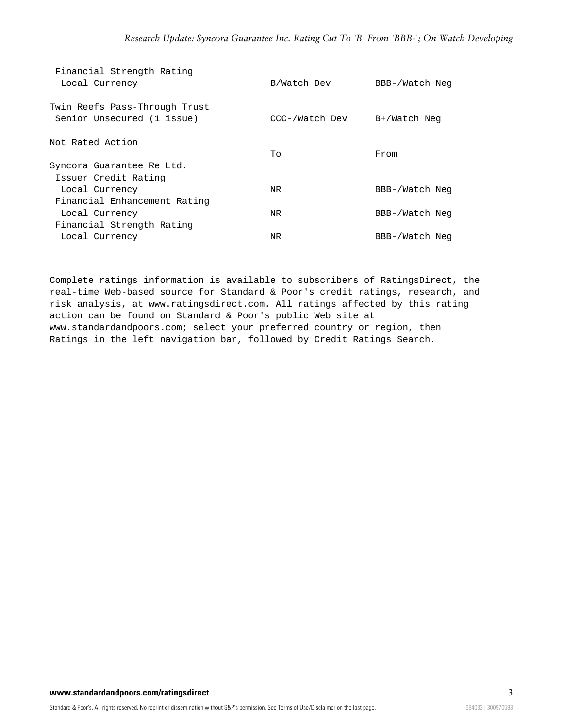| | | |
|---|---|---|
| Financial Strength Rating | | |
| Local Currency | B/Watch Dev | BBB-/Watch Neg |
| | | |
| Twin Reefs Pass-Through Trust | | |
| Senior Unsecured (1 issue) | CCC-/Watch Dev | B+/Watch Neg |

Not Rated Action

| | To | From |
|---|---|---|
| Syncora Guarantee Re Ltd. | | |
| Issuer Credit Rating | | |
| Local Currency | NR | BBB-/Watch Neg |
| Financial Enhancement Rating | | |
| Local Currency | NR | BBB-/Watch Neg |
| Financial Strength Rating | | |
| Local Currency | NR | BBB-/Watch Neg |

Complete ratings information is available to subscribers of RatingsDirect, the real-time Web-based source for Standard & Poor's credit ratings, research, and risk analysis, at www.ratingsdirect.com. All ratings affected by this rating action can be found on Standard & Poor's public Web site at www.standardandpoors.com; select your preferred country or region, then Ratings in the left navigation bar, followed by Credit Ratings Search.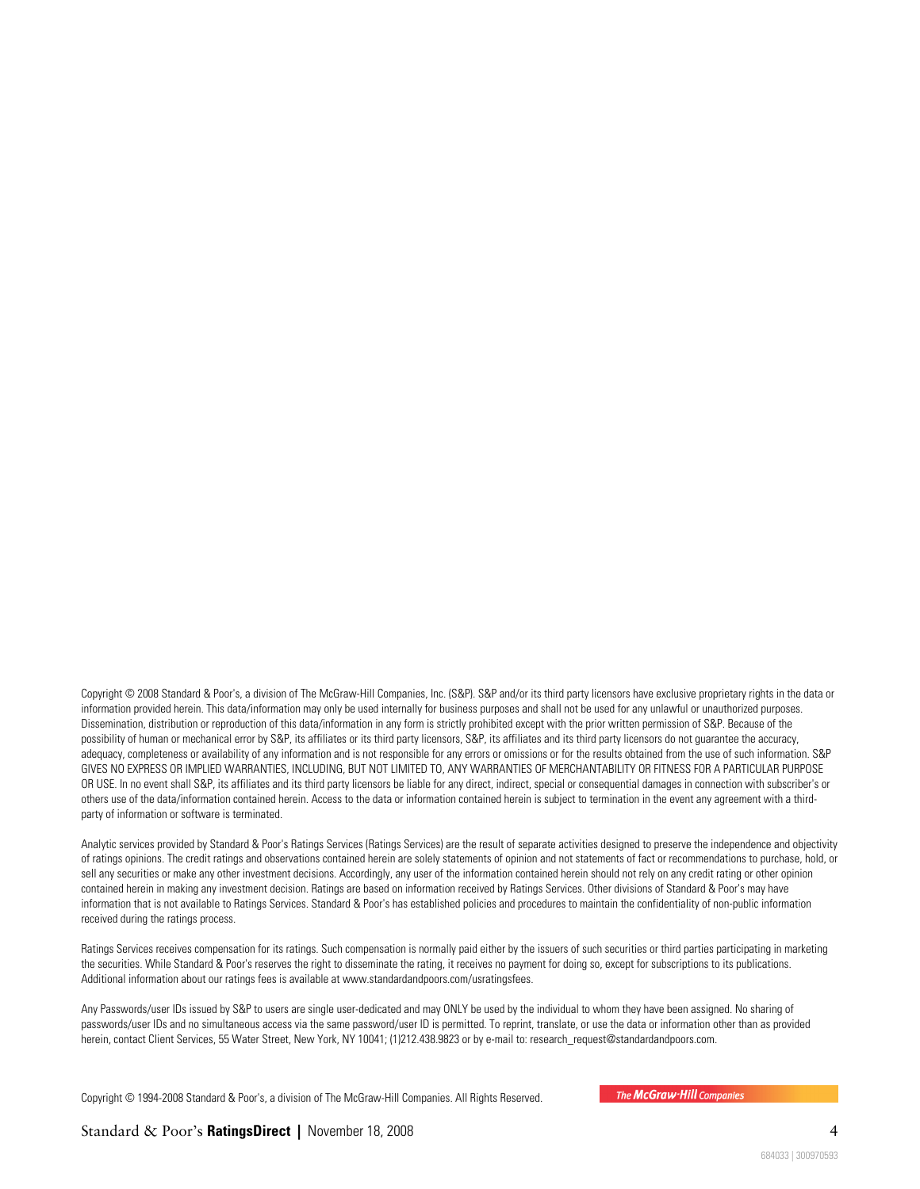Copyright © 2008 Standard & Poor's, a division of The McGraw-Hill Companies, Inc. (S&P). S&P and/or its third party licensors have exclusive proprietary rights in the data or information provided herein. This data/information may only be used internally for business purposes and shall not be used for any unlawful or unauthorized purposes. Dissemination, distribution or reproduction of this data/information in any form is strictly prohibited except with the prior written permission of S&P. Because of the possibility of human or mechanical error by S&P, its affiliates or its third party licensors, S&P, its affiliates and its third party licensors do not guarantee the accuracy, adequacy, completeness or availability of any information and is not responsible for any errors or omissions or for the results obtained from the use of such information. S&P GIVES NO EXPRESS OR IMPLIED WARRANTIES, INCLUDING, BUT NOT LIMITED TO, ANY WARRANTIES OF MERCHANTABILITY OR FITNESS FOR A PARTICULAR PURPOSE OR USE. In no event shall S&P, its affiliates and its third party licensors be liable for any direct, indirect, special or consequential damages in connection with subscriber's or others use of the data/information contained herein. Access to the data or information contained herein is subject to termination in the event any agreement with a third-party of information or software is terminated.

Analytic services provided by Standard & Poor's Ratings Services (Ratings Services) are the result of separate activities designed to preserve the independence and objectivity of ratings opinions. The credit ratings and observations contained herein are solely statements of opinion and not statements of fact or recommendations to purchase, hold, or sell any securities or make any other investment decisions. Accordingly, any user of the information contained herein should not rely on any credit rating or other opinion contained herein in making any investment decision. Ratings are based on information received by Ratings Services. Other divisions of Standard & Poor's may have information that is not available to Ratings Services. Standard & Poor's has established policies and procedures to maintain the confidentiality of non-public information received during the ratings process.

Ratings Services receives compensation for its ratings. Such compensation is normally paid either by the issuers of such securities or third parties participating in marketing the securities. While Standard & Poor's reserves the right to disseminate the rating, it receives no payment for doing so, except for subscriptions to its publications. Additional information about our ratings fees is available at www.standardandpoors.com/usratingsfees.

Any Passwords/user IDs issued by S&P to users are single user-dedicated and may ONLY be used by the individual to whom they have been assigned. No sharing of passwords/user IDs and no simultaneous access via the same password/user ID is permitted. To reprint, translate, or use the data or information other than as provided herein, contact Client Services, 55 Water Street, New York, NY 10041; (1)212.438.9823 or by e-mail to: research_request@standardandpoors.com.

Copyright © 1994-2008 Standard & Poor's, a division of The McGraw-Hill Companies. All Rights Reserved.

The McGraw-Hill Companies